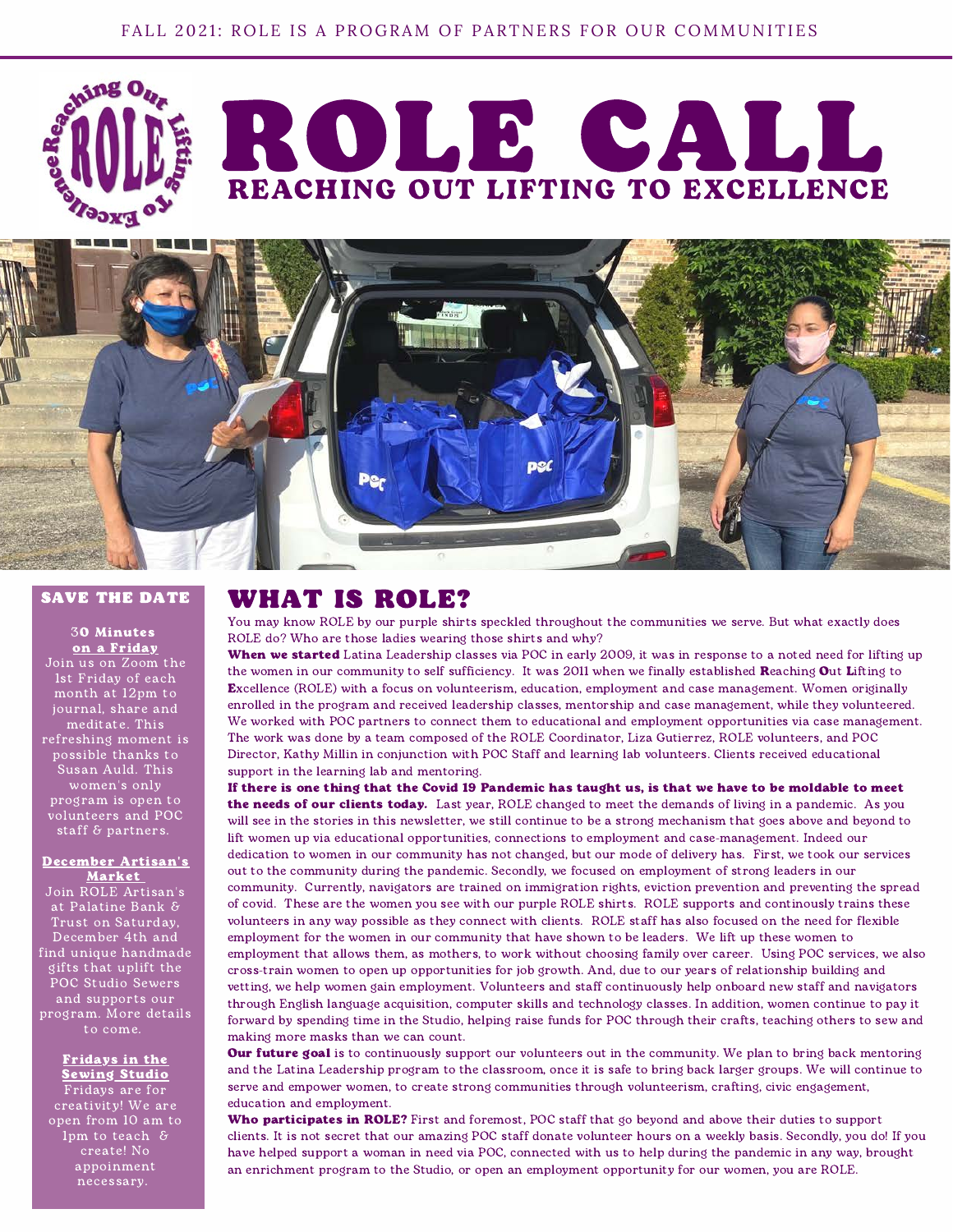FALL 2021: ROLE IS A PROGRAM OF PARTNERS FOR OUR COMMUNITIES

# ROLE CALL

## REACHING OUT LIFTING TO EXCELLENCE

## WHAT IS ROLE?

You may know ROLE by our purple shirts speckled throughout the communities we serve. But what exactly does ROLE do? Who are those ladies wearing those shirts and why?

**When we started** Latina Leadership classes via POC in early 2009, it was in response to a noted need for lifting up the women in our community to self sufficiency. It was 2011 when we finally established **R**eaching **O**ut **L**ifting to **E**xcellence (ROLE) with a focus on volunteerism, education, employment and case management. Women originally enrolled in the program and received leadership classes, mentorship and case management, while they volunteered. We worked with POC partners to connect them to educational and employment opportunities via case management. The work was done by a team composed of the ROLE Coordinator, Liza Gutierrez, ROLE volunteers, and POC Director, Kathy Millin in conjunction with POC Staff and learning lab volunteers. Clients received educational support in the learning lab and mentoring.

**If there is one thing that the Covid 19 Pandemic has taught us, is that we have to be moldable to meet the needs of our clients today.** Last year, ROLE changed to meet the demands of living in a pandemic. As you will see in the stories in this newsletter, we still continue to be a strong mechanism that goes above and beyond to lift women up via educational opportunities, connections to employment and case-management. Indeed our dedication to women in our community has not changed, but our mode of delivery has. First, we took our services out to the community during the pandemic. Secondly, we focused on employment of strong leaders in our community. Currently, navigators are trained on immigration rights, eviction prevention and preventing the spread of covid. These are the women you see with our purple ROLE shirts. ROLE supports and continously trains these volunteers in any way possible as they connect with clients. ROLE staff has also focused on the need for flexible employment for the women in our community that have shown to be leaders. We lift up these women to employment that allows them, as mothers, to work without choosing family over career. Using POC services, we also cross-train women to open up opportunities for job growth. And, due to our years of relationship building and vetting, we help women gain employment. Volunteers and staff continuously help onboard new staff and navigators through English language acquisition, computer skills and technology classes. In addition, women continue to pay it forward by spending time in the Studio, helping raise funds for POC through their crafts, teaching others to sew and making more masks than we can count.

**Our future goal** is to continuously support our volunteers out in the community. We plan to bring back mentoring and the Latina Leadership program to the classroom, once it is safe to bring back larger groups. We will continue to serve and empower women, to create strong communities through volunteerism, crafting, civic engagement, education and employment.

**Who participates in ROLE?** First and foremost, POC staff that go beyond and above their duties to support clients. It is not secret that our amazing POC staff donate volunteer hours on a weekly basis. Secondly, you do! If you have helped support a woman in need via POC, connected with us to help during the pandemic in any way, brought an enrichment program to the Studio, or open an employment opportunity for our women, you are ROLE.

### SAVE THE DATE

**30 Minutes on a Friday**
Join us on Zoom the 1st Friday of each month at 12pm to journal, share and meditate. This refreshing moment is possible thanks to Susan Auld. This women's only program is open to volunteers and POC staff & partners.

**December Artisan's Market**
Join ROLE Artisan's at Palatine Bank & Trust on Saturday, December 4th and find unique handmade gifts that uplift the POC Studio Sewers and supports our program. More details to come.

**Fridays in the Sewing Studio**
Fridays are for creativity! We are open from 10 am to 1pm to teach & create! No appoinment necessary.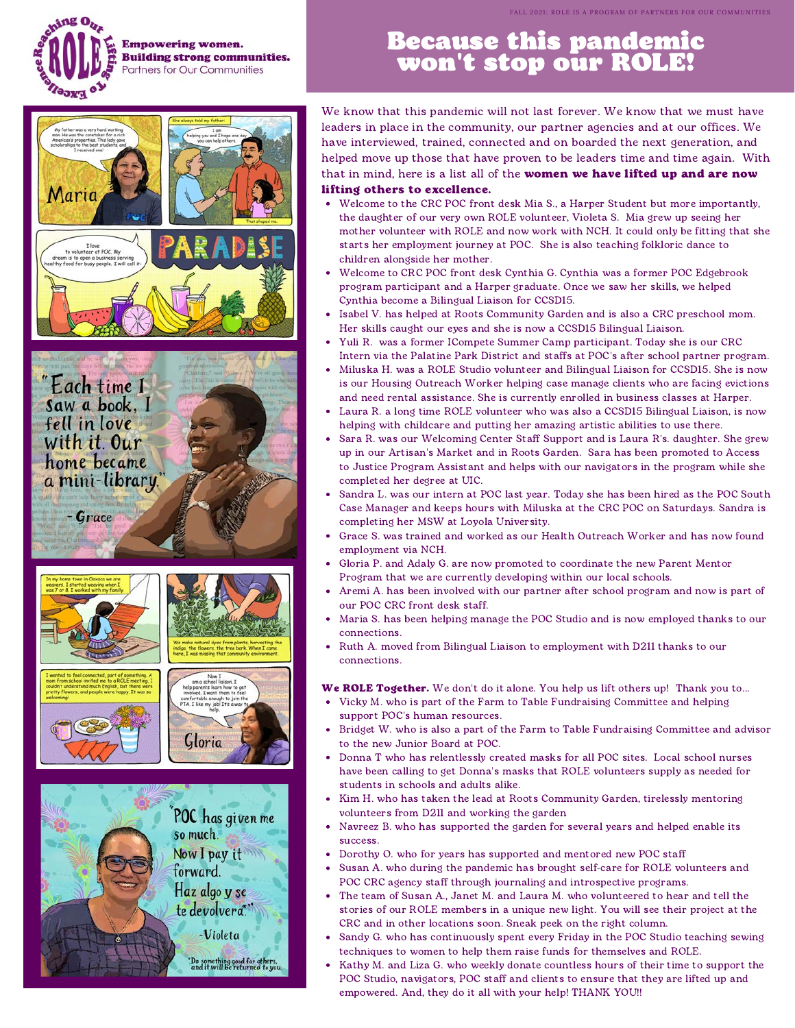**Empowering women. Building strong communities.**
Partners for Our Communities

# Because this pandemic won't stop our ROLE!

We know that this pandemic will not last forever. We know that we must have leaders in place in the community, our partner agencies and at our offices. We have interviewed, trained, connected and on boarded the next generation, and helped move up those that have proven to be leaders time and time again. With that in mind, here is a list all of the **women we have lifted up and are now lifting others to excellence.**

- Welcome to the CRC POC front desk Mia S., a Harper Student but more importantly, the daughter of our very own ROLE volunteer, Violeta S. Mia grew up seeing her mother volunteer with ROLE and now work with NCH. It could only be fitting that she starts her employment journey at POC. She is also teaching folkloric dance to children alongside her mother.
- Welcome to CRC POC front desk Cynthia G. Cynthia was a former POC Edgebrook program participant and a Harper graduate. Once we saw her skills, we helped Cynthia become a Bilingual Liaison for CCSD15.
- Isabel V. has helped at Roots Community Garden and is also a CRC preschool mom. Her skills caught our eyes and she is now a CCSD15 Bilingual Liaison.
- Yuli R. was a former ICompete Summer Camp participant. Today she is our CRC Intern via the Palatine Park District and staffs at POC's after school partner program.
- Miluska H. was a ROLE Studio volunteer and Bilingual Liaison for CCSD15. She is now is our Housing Outreach Worker helping case manage clients who are facing evictions and need rental assistance. She is currently enrolled in business classes at Harper.
- Laura R. a long time ROLE volunteer who was also a CCSD15 Bilingual Liaison, is now helping with childcare and putting her amazing artistic abilities to use there.
- Sara R. was our Welcoming Center Staff Support and is Laura R's. daughter. She grew up in our Artisan's Market and in Roots Garden. Sara has been promoted to Access to Justice Program Assistant and helps with our navigators in the program while she completed her degree at UIC.
- Sandra L. was our intern at POC last year. Today she has been hired as the POC South Case Manager and keeps hours with Miluska at the CRC POC on Saturdays. Sandra is completing her MSW at Loyola University.
- Grace S. was trained and worked as our Health Outreach Worker and has now found employment via NCH.
- Gloria P. and Adaly G. are now promoted to coordinate the new Parent Mentor Program that we are currently developing within our local schools.
- Aremi A. has been involved with our partner after school program and now is part of our POC CRC front desk staff.
- Maria S. has been helping manage the POC Studio and is now employed thanks to our connections.
- Ruth A. moved from Bilingual Liaison to employment with D211 thanks to our connections.

**We ROLE Together.** We don't do it alone. You help us lift others up! Thank you to...

- Vicky M. who is part of the Farm to Table Fundraising Committee and helping support POC's human resources.
- Bridget W. who is also a part of the Farm to Table Fundraising Committee and advisor to the new Junior Board at POC.
- Donna T who has relentlessly created masks for all POC sites. Local school nurses have been calling to get Donna's masks that ROLE volunteers supply as needed for students in schools and adults alike.
- Kim H. who has taken the lead at Roots Community Garden, tirelessly mentoring volunteers from D211 and working the garden
- Navreez B. who has supported the garden for several years and helped enable its success.
- Dorothy O. who for years has supported and mentored new POC staff
- Susan A. who during the pandemic has brought self-care for ROLE volunteers and POC CRC agency staff through journaling and introspective programs.
- The team of Susan A., Janet M. and Laura M. who volunteered to hear and tell the stories of our ROLE members in a unique new light. You will see their project at the CRC and in other locations soon. Sneak peek on the right column.
- Sandy G. who has continuously spent every Friday in the POC Studio teaching sewing techniques to women to help them raise funds for themselves and ROLE.
- Kathy M. and Liza G. who weekly donate countless hours of their time to support the POC Studio, navigators, POC staff and clients to ensure that they are lifted up and empowered. And, they do it all with your help! THANK YOU!!